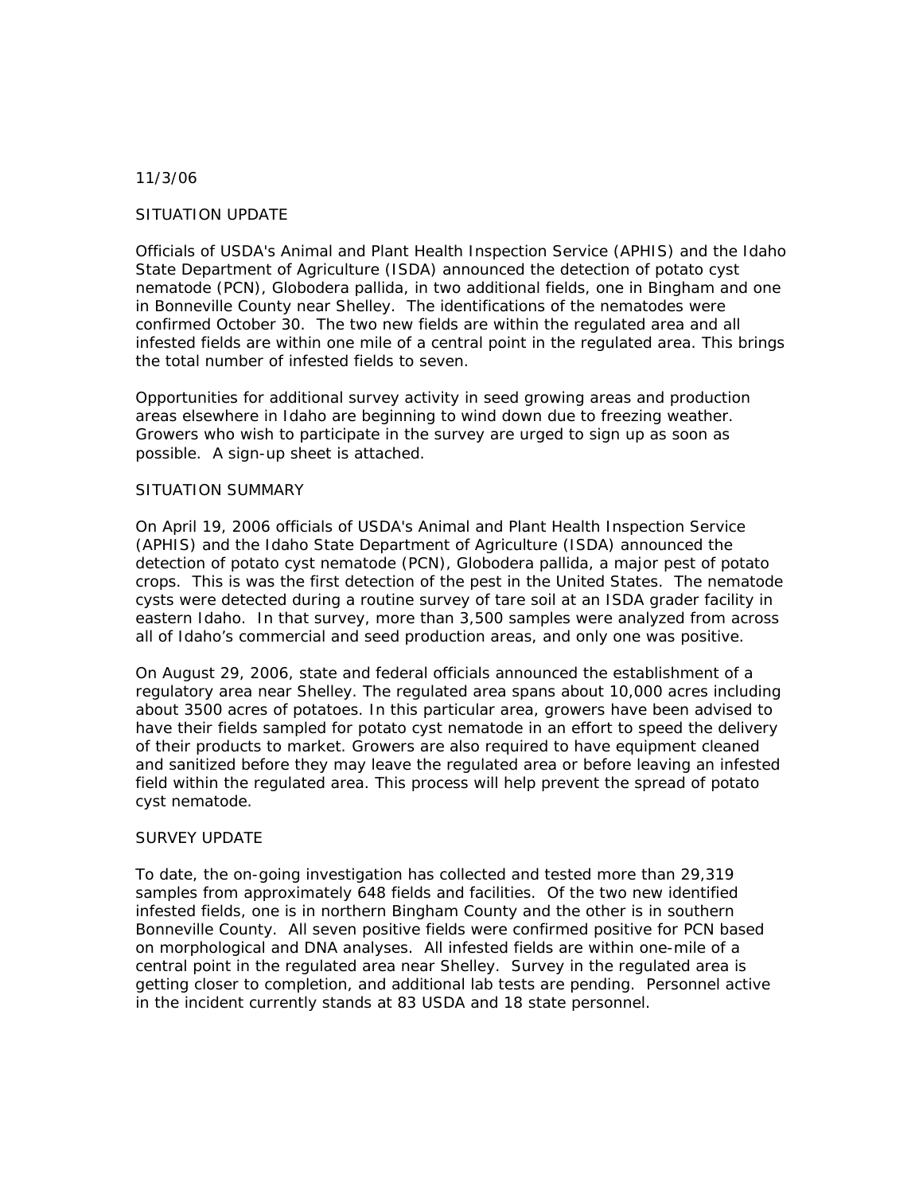11/3/06

## SITUATION UPDATE

Officials of USDA's Animal and Plant Health Inspection Service (APHIS) and the Idaho State Department of Agriculture (ISDA) announced the detection of potato cyst nematode (PCN), Globodera pallida, in two additional fields, one in Bingham and one in Bonneville County near Shelley. The identifications of the nematodes were confirmed October 30. The two new fields are within the regulated area and all infested fields are within one mile of a central point in the regulated area. This brings the total number of infested fields to seven.

Opportunities for additional survey activity in seed growing areas and production areas elsewhere in Idaho are beginning to wind down due to freezing weather. Growers who wish to participate in the survey are urged to sign up as soon as possible. A sign-up sheet is attached.

## SITUATION SUMMARY

On April 19, 2006 officials of USDA's Animal and Plant Health Inspection Service (APHIS) and the Idaho State Department of Agriculture (ISDA) announced the detection of potato cyst nematode (PCN), Globodera pallida, a major pest of potato crops. This is was the first detection of the pest in the United States. The nematode cysts were detected during a routine survey of tare soil at an ISDA grader facility in eastern Idaho. In that survey, more than 3,500 samples were analyzed from across all of Idaho's commercial and seed production areas, and only one was positive.

On August 29, 2006, state and federal officials announced the establishment of a regulatory area near Shelley. The regulated area spans about 10,000 acres including about 3500 acres of potatoes. In this particular area, growers have been advised to have their fields sampled for potato cyst nematode in an effort to speed the delivery of their products to market. Growers are also required to have equipment cleaned and sanitized before they may leave the regulated area or before leaving an infested field within the regulated area. This process will help prevent the spread of potato cyst nematode.

## SURVEY UPDATE

To date, the on-going investigation has collected and tested more than 29,319 samples from approximately 648 fields and facilities. Of the two new identified infested fields, one is in northern Bingham County and the other is in southern Bonneville County. All seven positive fields were confirmed positive for PCN based on morphological and DNA analyses. All infested fields are within one-mile of a central point in the regulated area near Shelley. Survey in the regulated area is getting closer to completion, and additional lab tests are pending. Personnel active in the incident currently stands at 83 USDA and 18 state personnel.